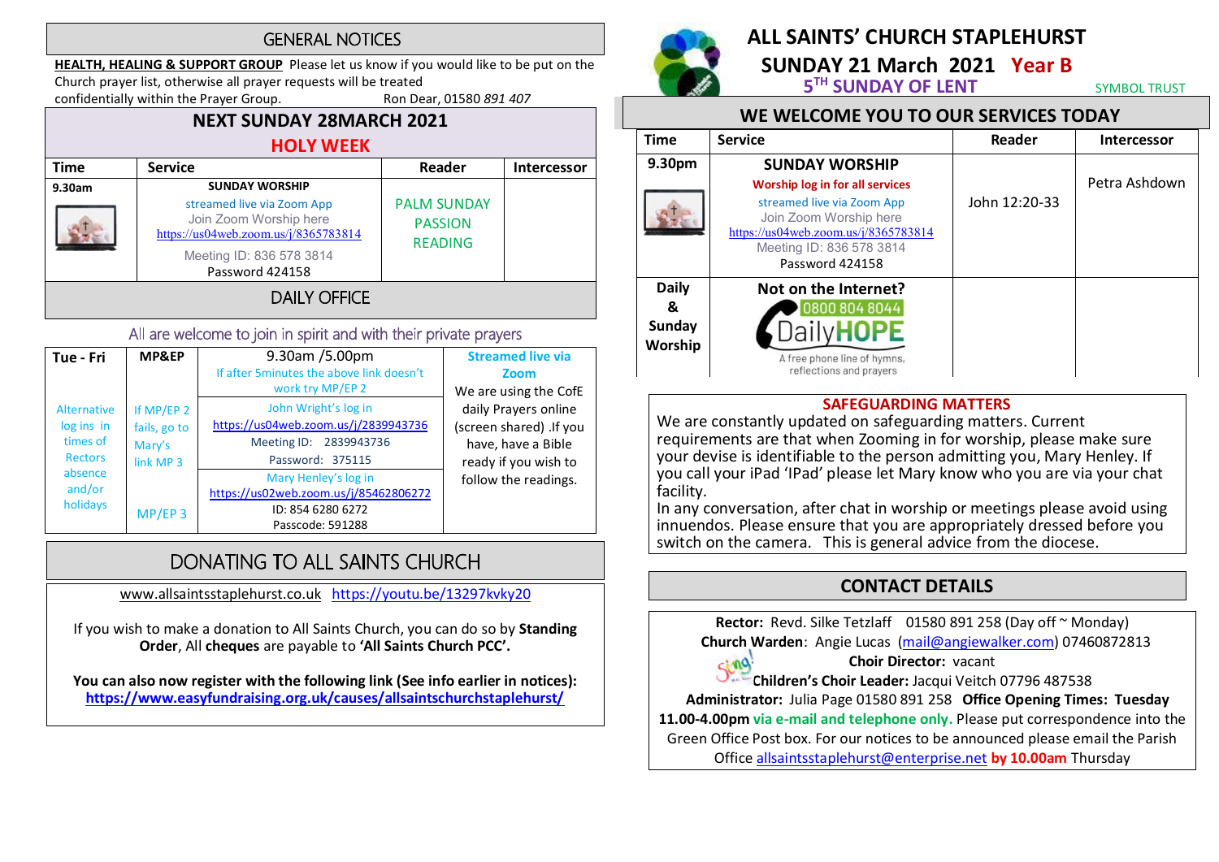## GENERAL NOTICES

**HEALTH, HEALING & SUPPORT GROUP** Please let us know if you would like to be put on the Church prayer list, otherwise all prayer requests will be treated confidentially within the Prayer Group. Ron Dear, 01580 *891 407*

## NEXT SUNDAY 28MARCH 2021

### HOLY WEEK

| Time | Service | Reader | Intercessor |
|---|---|---|---|
| 9.30am | **SUNDAY WORSHIP** streamed live via Zoom App Join Zoom Worship here https://us04web.zoom.us/j/8365783814 Meeting ID: 836 578 3814 Password 424158 | PALM SUNDAY PASSION READING | |

## DAILY OFFICE

All are welcome to join in spirit and with their private prayers

| Tue - Fri | MP&EP | 9.30am /5.00pm If after 5minutes the above link doesn't work try MP/EP 2 | **Streamed live via Zoom** We are using the CofE daily Prayers online (screen shared) .If you have, have a Bible ready if you wish to follow the readings. |
|---|---|---|---|
| Alternative log ins in times of Rectors absence and/or holidays | If MP/EP 2 fails, go to Mary's link MP 3 | John Wright's log in https://us04web.zoom.us/j/2839943736 Meeting ID: 2839943736 Password: 375115 | |
| | MP/EP 3 | Mary Henley's log in https://us02web.zoom.us/j/85462806272 ID: 854 6280 6272 Passcode: 591288 | |

## DONATING TO ALL SAINTS CHURCH

www.allsaintsstaplehurst.co.uk https://youtu.be/13297kvky20

If you wish to make a donation to All Saints Church, you can do so by **Standing Order**, All **cheques** are payable to **'All Saints Church PCC'.**

**You can also now register with the following link (See info earlier in notices): https://www.easyfundraising.org.uk/causes/allsaintschurchstaplehurst/**

# ALL SAINTS' CHURCH STAPLEHURST

## SUNDAY 21 March 2021 Year B

### 5TH SUNDAY OF LENT

SYMBOL TRUST

## WE WELCOME YOU TO OUR SERVICES TODAY

| Time | Service | Reader | Intercessor |
|---|---|---|---|
| 9.30pm | **SUNDAY WORSHIP** Worship log in for all services streamed live via Zoom App Join Zoom Worship here https://us04web.zoom.us/j/8365783814 Meeting ID: 836 578 3814 Password 424158 | John 12:20-33 | Petra Ashdown |
| Daily & Sunday Worship | **Not on the Internet?** 0800 804 8044 DailyHOPE A free phone line of hymns, reflections and prayers | | |

## SAFEGUARDING MATTERS

We are constantly updated on safeguarding matters. Current requirements are that when Zooming in for worship, please make sure your devise is identifiable to the person admitting you, Mary Henley. If you call your iPad 'IPad' please let Mary know who you are via your chat facility.

In any conversation, after chat in worship or meetings please avoid using innuendos. Please ensure that you are appropriately dressed before you switch on the camera. This is general advice from the diocese.

## CONTACT DETAILS

**Rector:** Revd. Silke Tetzlaff 01580 891 258 (Day off ~ Monday)

**Church Warden**: Angie Lucas (mail@angiewalker.com) 07460872813

**Choir Director:** vacant

**Children's Choir Leader:** Jacqui Veitch 07796 487538

**Administrator:** Julia Page 01580 891 258 **Office Opening Times: Tuesday 11.00-4.00pm** via e-mail and telephone only. Please put correspondence into the Green Office Post box. For our notices to be announced please email the Parish Office allsaintsstaplehurst@enterprise.net **by 10.00am** Thursday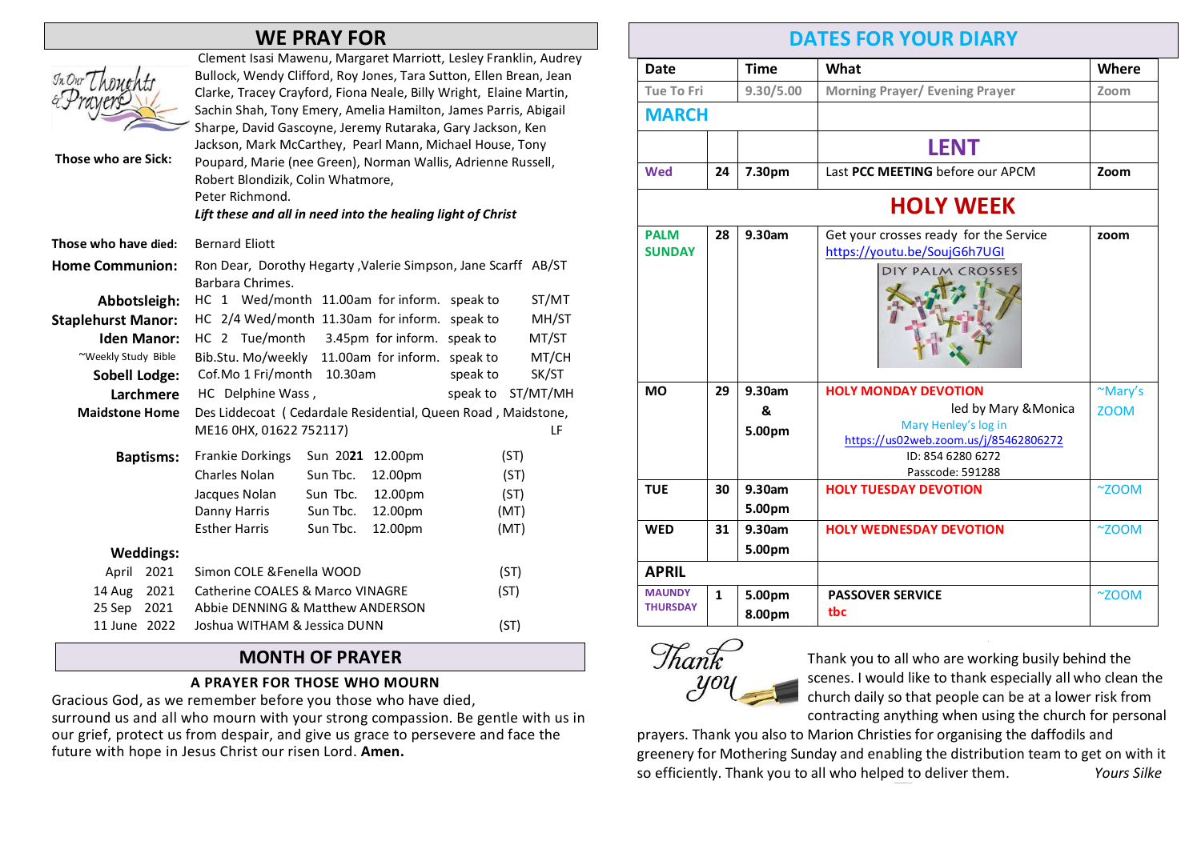## WE PRAY FOR

**Those who are Sick:** Clement Isasi Mawenu, Margaret Marriott, Lesley Franklin, Audrey Bullock, Wendy Clifford, Roy Jones, Tara Sutton, Ellen Brean, Jean Clarke, Tracey Crayford, Fiona Neale, Billy Wright, Elaine Martin, Sachin Shah, Tony Emery, Amelia Hamilton, James Parris, Abigail Sharpe, David Gascoyne, Jeremy Rutaraka, Gary Jackson, Ken Jackson, Mark McCarthey, Pearl Mann, Michael House, Tony Poupard, Marie (nee Green), Norman Wallis, Adrienne Russell, Robert Blondizik, Colin Whatmore, Peter Richmond.

***Lift these and all in need into the healing light of Christ***

**Those who have died:** Bernard Eliott

**Home Communion:** Ron Dear, Dorothy Hegarty ,Valerie Simpson, Jane Scarff AB/ST Barbara Chrimes.

| | | | | | |
|---|---|---|---|---|---|
| **Abbotsleigh:** | HC 1 Wed/month | 11.00am | for inform. | speak to | ST/MT |
| **Staplehurst Manor:** | HC 2/4 Wed/month | 11.30am | for inform. | speak to | MH/ST |
| **Iden Manor:** | HC 2 Tue/month | 3.45pm | for inform. | speak to | MT/ST |
| ~Weekly Study Bible | Bib.Stu. Mo/weekly | 11.00am | for inform. | speak to | MT/CH |
| **Sobell Lodge:** | Cof.Mo 1 Fri/month | 10.30am | | speak to | SK/ST |
| **Larchmere** | HC Delphine Wass , | | | speak to | ST/MT/MH |
| **Maidstone Home** | Des Liddecoat ( Cedardale Residential, Queen Road , Maidstone, ME16 0HX, 01622 752117) | | | | LF |

**Baptisms:**

| | | | |
|---|---|---|---|
| Frankie Dorkings | Sun 20**21** | 12.00pm | (ST) |
| Charles Nolan | Sun Tbc. | 12.00pm | (ST) |
| Jacques Nolan | Sun Tbc. | 12.00pm | (ST) |
| Danny Harris | Sun Tbc. | 12.00pm | (MT) |
| Esther Harris | Sun Tbc. | 12.00pm | (MT) |

**Weddings:**

| | | |
|---|---|---|
| April 2021 | Simon COLE &Fenella WOOD | (ST) |
| 14 Aug 2021 | Catherine COALES & Marco VINAGRE | (ST) |
| 25 Sep 2021 | Abbie DENNING & Matthew ANDERSON | |
| 11 June 2022 | Joshua WITHAM & Jessica DUNN | (ST) |

## MONTH OF PRAYER

**A PRAYER FOR THOSE WHO MOURN**

Gracious God, as we remember before you those who have died, surround us and all who mourn with your strong compassion. Be gentle with us in our grief, protect us from despair, and give us grace to persevere and face the future with hope in Jesus Christ our risen Lord. **Amen.**

## DATES FOR YOUR DIARY

| Date | | Time | What | Where |
|---|---|---|---|---|
| Tue To Fri | | 9.30/5.00 | Morning Prayer/ Evening Prayer | Zoom |
| **MARCH** | | | | |
| | | | **LENT** | |
| Wed | 24 | 7.30pm | Last **PCC MEETING** before our APCM | **Zoom** |
| **HOLY WEEK** | | | | |
| **PALM SUNDAY** | 28 | 9.30am | Get your crosses ready for the Service https://youtu.be/SoujG6h7UGI DIY PALM CROSSES | zoom |
| MO | 29 | 9.30am & 5.00pm | **HOLY MONDAY DEVOTION** led by Mary &Monica Mary Henley's log in https://us02web.zoom.us/j/85462806272 ID: 854 6280 6272 Passcode: 591288 | ~Mary's ZOOM |
| TUE | 30 | 9.30am 5.00pm | **HOLY TUESDAY DEVOTION** | ~ZOOM |
| WED | 31 | 9.30am 5.00pm | **HOLY WEDNESDAY DEVOTION** | ~ZOOM |
| **APRIL** | | | | |
| **MAUNDY THURSDAY** | 1 | 5.00pm 8.00pm | **PASSOVER SERVICE** tbc | ~ZOOM |

Thank you to all who are working busily behind the scenes. I would like to thank especially all who clean the church daily so that people can be at a lower risk from contracting anything when using the church for personal prayers. Thank you also to Marion Christies for organising the daffodils and greenery for Mothering Sunday and enabling the distribution team to get on with it so efficiently. Thank you to all who helped to deliver them. *Yours Silke*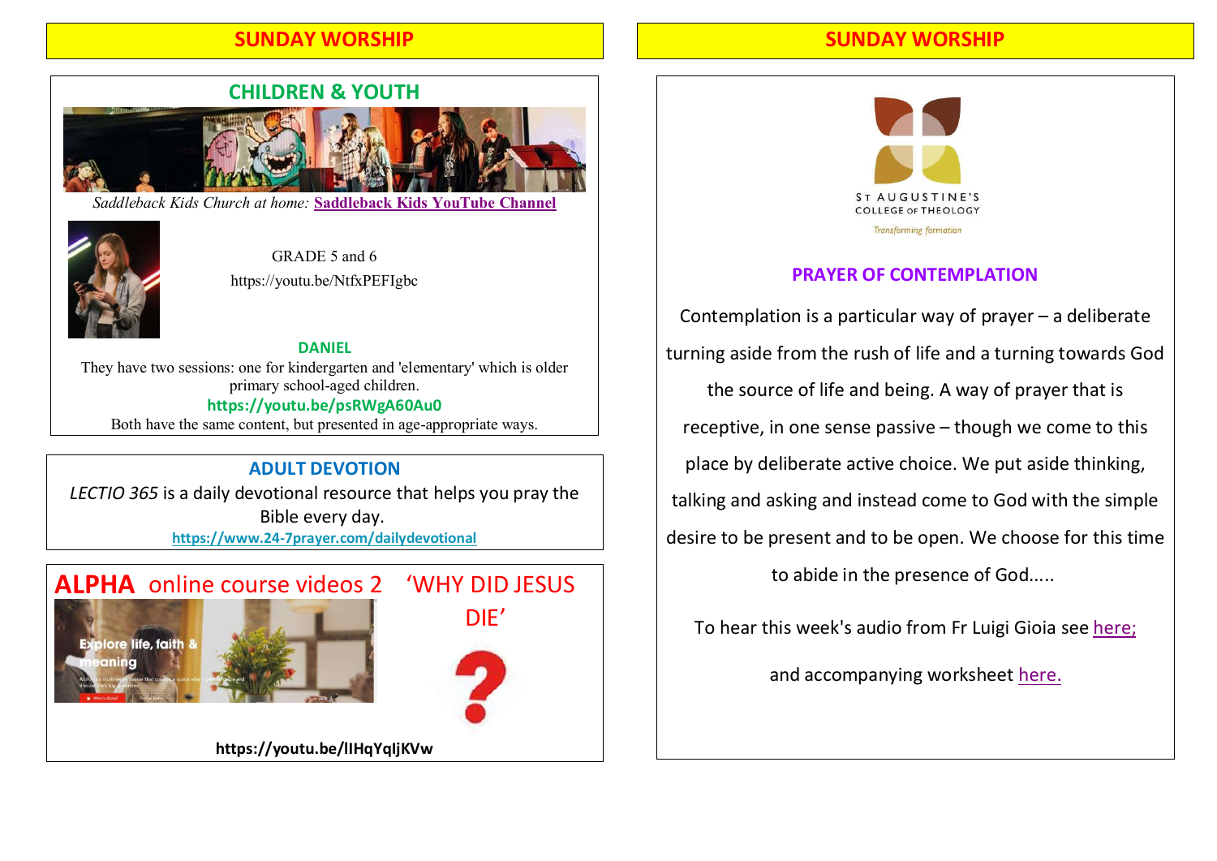## SUNDAY WORSHIP

### CHILDREN & YOUTH

*Saddleback Kids Church at home:* **Saddleback Kids YouTube Channel**

GRADE 5 and 6
https://youtu.be/NtfxPEFIgbc

**DANIEL**

They have two sessions: one for kindergarten and 'elementary' which is older primary school-aged children.

**https://youtu.be/psRWgA60Au0**

Both have the same content, but presented in age-appropriate ways.

### ADULT DEVOTION

*LECTIO 365* is a daily devotional resource that helps you pray the Bible every day.

**https://www.24-7prayer.com/dailydevotional**

### ALPHA online course videos 2 'WHY DID JESUS DIE'

**https://youtu.be/lIHqYqIjKVw**

## SUNDAY WORSHIP

ST AUGUSTINE'S COLLEGE OF THEOLOGY

*Transforming formation*

### PRAYER OF CONTEMPLATION

Contemplation is a particular way of prayer – a deliberate turning aside from the rush of life and a turning towards God the source of life and being. A way of prayer that is receptive, in one sense passive – though we come to this place by deliberate active choice. We put aside thinking, talking and asking and instead come to God with the simple desire to be present and to be open. We choose for this time to abide in the presence of God.....

To hear this week's audio from Fr Luigi Gioia see here;

and accompanying worksheet here.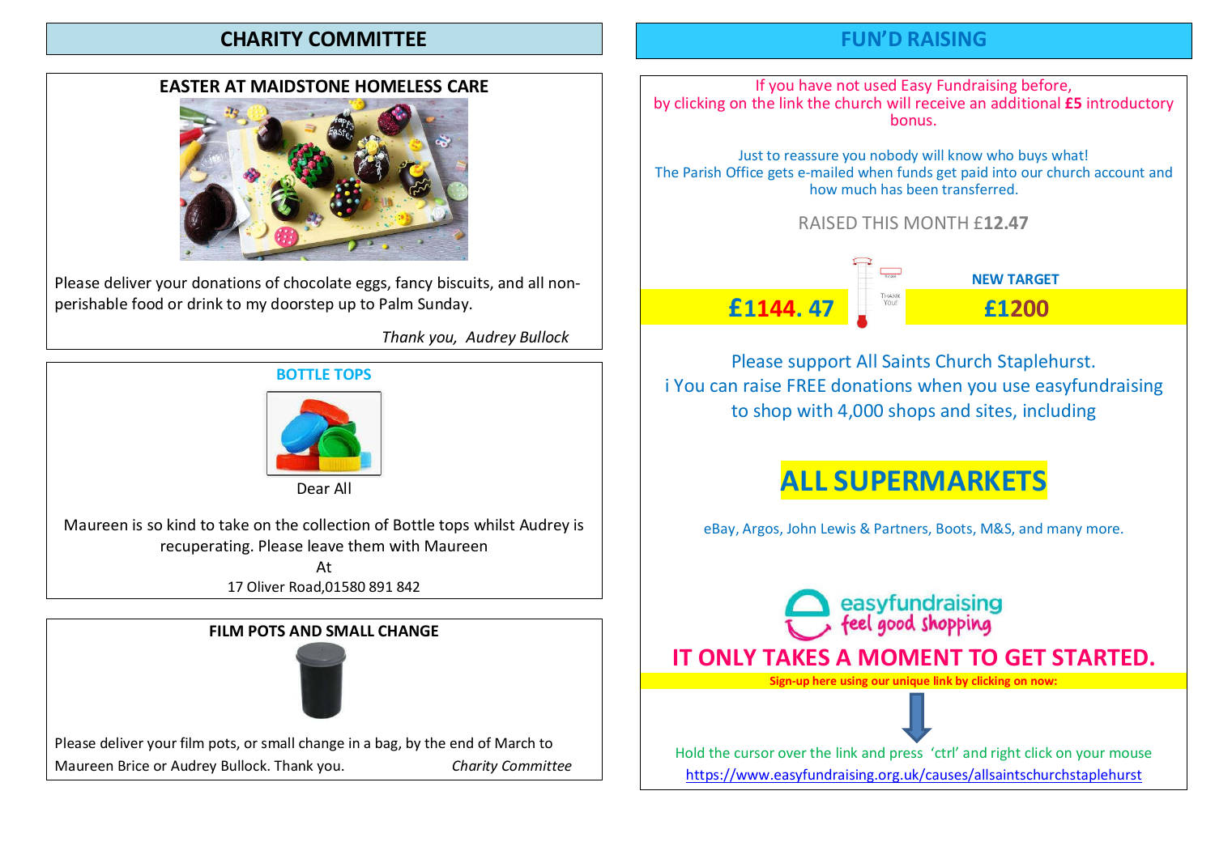## CHARITY COMMITTEE

### EASTER AT MAIDSTONE HOMELESS CARE

Please deliver your donations of chocolate eggs, fancy biscuits, and all non-perishable food or drink to my doorstep up to Palm Sunday.

*Thank you, Audrey Bullock*

### BOTTLE TOPS

Dear All

Maureen is so kind to take on the collection of Bottle tops whilst Audrey is recuperating. Please leave them with Maureen

At

17 Oliver Road,01580 891 842

### FILM POTS AND SMALL CHANGE

Please deliver your film pots, or small change in a bag, by the end of March to Maureen Brice or Audrey Bullock. Thank you. *Charity Committee*

## FUN'D RAISING

If you have not used Easy Fundraising before, by clicking on the link the church will receive an additional **£5** introductory bonus.

Just to reassure you nobody will know who buys what!
The Parish Office gets e-mailed when funds get paid into our church account and how much has been transferred.

RAISED THIS MONTH £**12.47**

**£1144. 47**

**NEW TARGET**

**£1200**

Please support All Saints Church Staplehurst.
i You can raise FREE donations when you use easyfundraising to shop with 4,000 shops and sites, including

# ALL SUPERMARKETS

eBay, Argos, John Lewis & Partners, Boots, M&S, and many more.

easyfundraising
feel good shopping

## IT ONLY TAKES A MOMENT TO GET STARTED.

**Sign-up here using our unique link by clicking on now:**

Hold the cursor over the link and press 'ctrl' and right click on your mouse

https://www.easyfundraising.org.uk/causes/allsaintschurchstaplehurst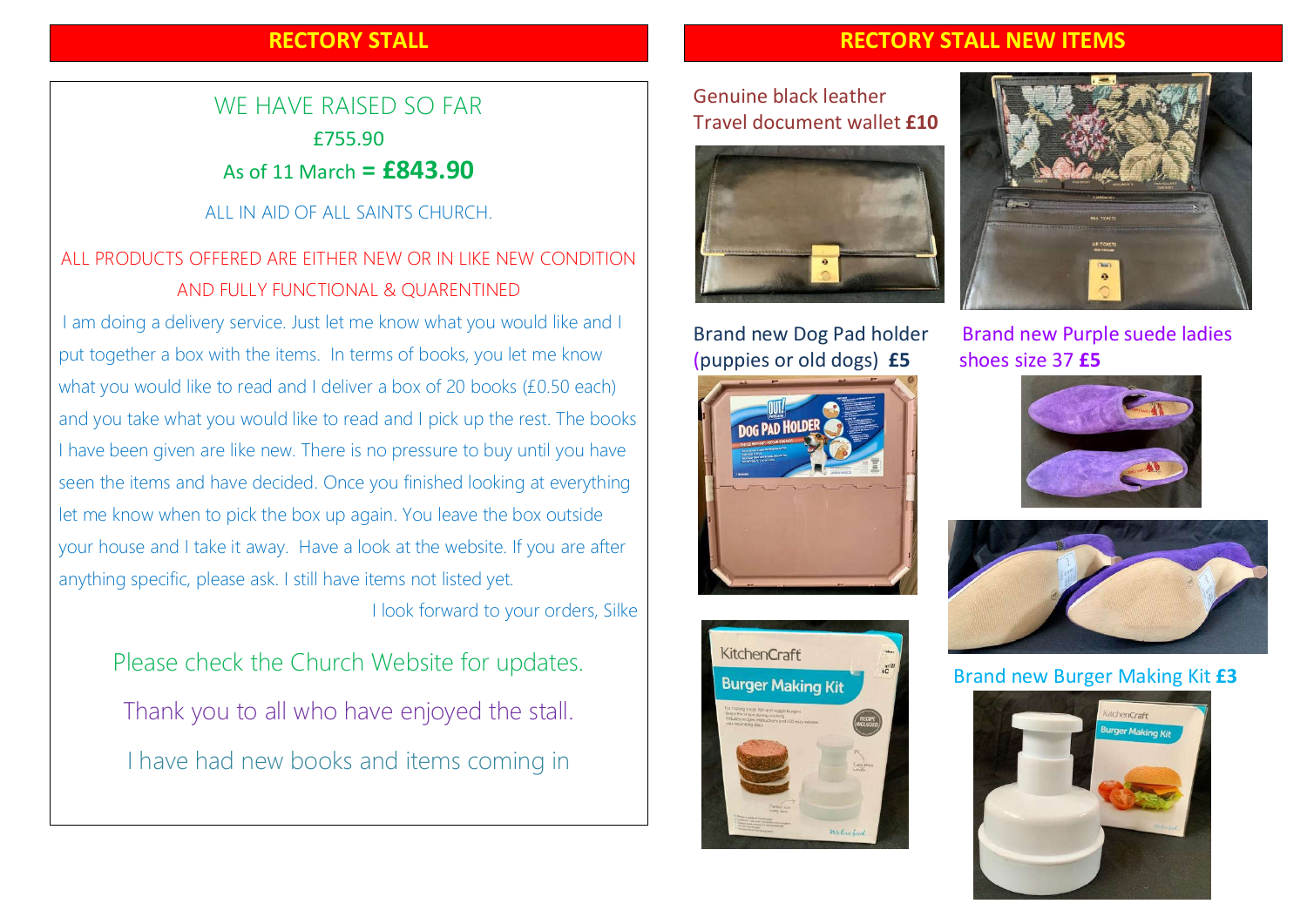## RECTORY STALL

WE HAVE RAISED SO FAR

£755.90

As of 11 March = **£843.90**

ALL IN AID OF ALL SAINTS CHURCH.

ALL PRODUCTS OFFERED ARE EITHER NEW OR IN LIKE NEW CONDITION AND FULLY FUNCTIONAL & QUARENTINED

I am doing a delivery service. Just let me know what you would like and I put together a box with the items. In terms of books, you let me know what you would like to read and I deliver a box of 20 books (£0.50 each) and you take what you would like to read and I pick up the rest. The books I have been given are like new. There is no pressure to buy until you have seen the items and have decided. Once you finished looking at everything let me know when to pick the box up again. You leave the box outside your house and I take it away. Have a look at the website. If you are after anything specific, please ask. I still have items not listed yet.

I look forward to your orders, Silke

Please check the Church Website for updates.

Thank you to all who have enjoyed the stall.

I have had new books and items coming in

## RECTORY STALL NEW ITEMS

Genuine black leather Travel document wallet **£10**

Brand new Dog Pad holder (puppies or old dogs) **£5**

Brand new Purple suede ladies shoes size 37 **£5**

Brand new Burger Making Kit **£3**